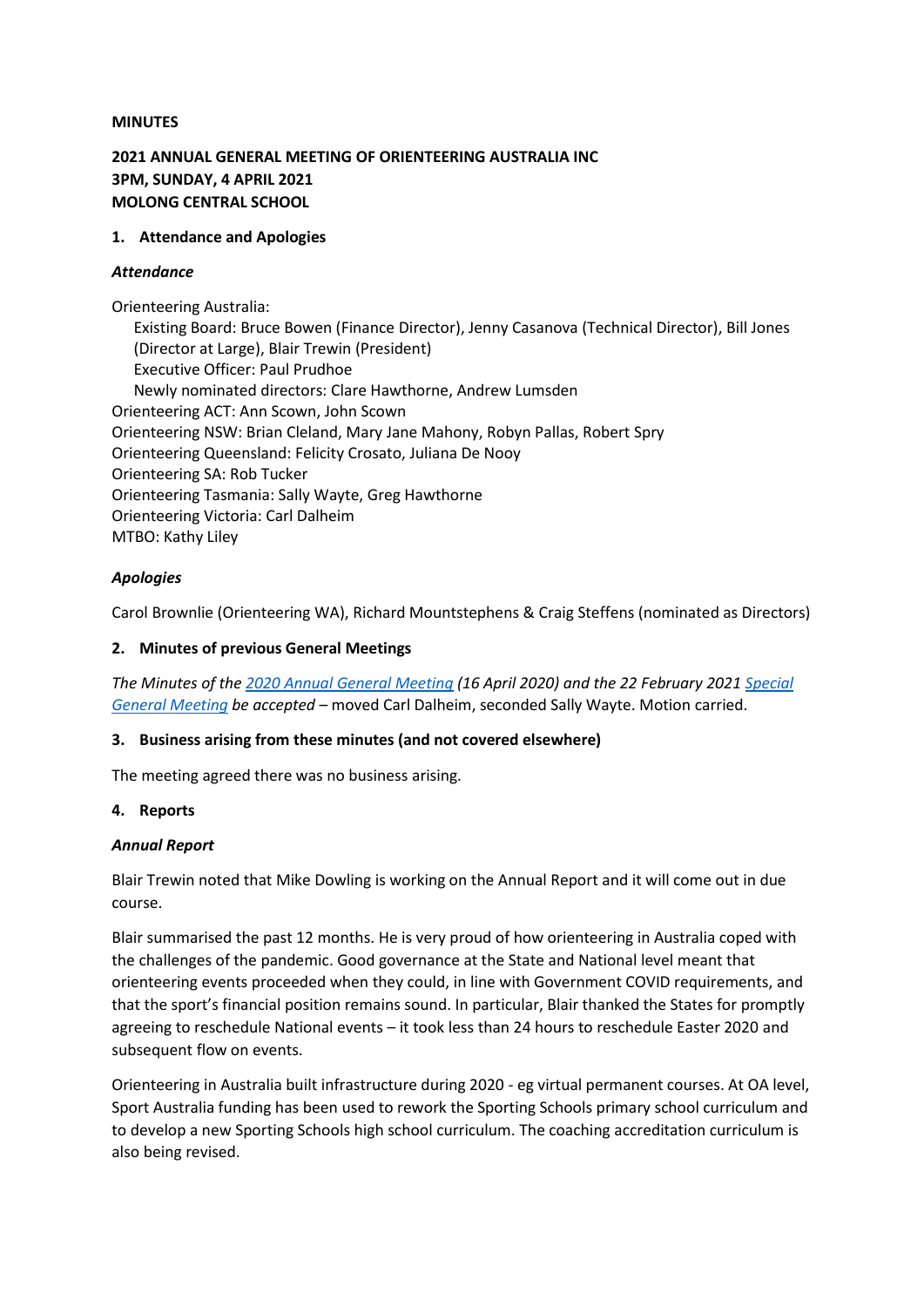**MINUTES**

**2021 ANNUAL GENERAL MEETING OF ORIENTEERING AUSTRALIA INC**
**3PM, SUNDAY, 4 APRIL 2021**
**MOLONG CENTRAL SCHOOL**

## 1. Attendance and Apologies

### *Attendance*

Orienteering Australia:
  Existing Board: Bruce Bowen (Finance Director), Jenny Casanova (Technical Director), Bill Jones (Director at Large), Blair Trewin (President)
  Executive Officer: Paul Prudhoe
  Newly nominated directors: Clare Hawthorne, Andrew Lumsden
Orienteering ACT: Ann Scown, John Scown
Orienteering NSW: Brian Cleland, Mary Jane Mahony, Robyn Pallas, Robert Spry
Orienteering Queensland: Felicity Crosato, Juliana De Nooy
Orienteering SA: Rob Tucker
Orienteering Tasmania: Sally Wayte, Greg Hawthorne
Orienteering Victoria: Carl Dalheim
MTBO: Kathy Liley

### *Apologies*

Carol Brownlie (Orienteering WA), Richard Mountstephens & Craig Steffens (nominated as Directors)

## 2. Minutes of previous General Meetings

*The Minutes of the 2020 Annual General Meeting (16 April 2020) and the 22 February 2021 Special General Meeting be accepted* – moved Carl Dalheim, seconded Sally Wayte. Motion carried.

## 3. Business arising from these minutes (and not covered elsewhere)

The meeting agreed there was no business arising.

## 4. Reports

### *Annual Report*

Blair Trewin noted that Mike Dowling is working on the Annual Report and it will come out in due course.

Blair summarised the past 12 months. He is very proud of how orienteering in Australia coped with the challenges of the pandemic. Good governance at the State and National level meant that orienteering events proceeded when they could, in line with Government COVID requirements, and that the sport's financial position remains sound. In particular, Blair thanked the States for promptly agreeing to reschedule National events – it took less than 24 hours to reschedule Easter 2020 and subsequent flow on events.

Orienteering in Australia built infrastructure during 2020 - eg virtual permanent courses. At OA level, Sport Australia funding has been used to rework the Sporting Schools primary school curriculum and to develop a new Sporting Schools high school curriculum. The coaching accreditation curriculum is also being revised.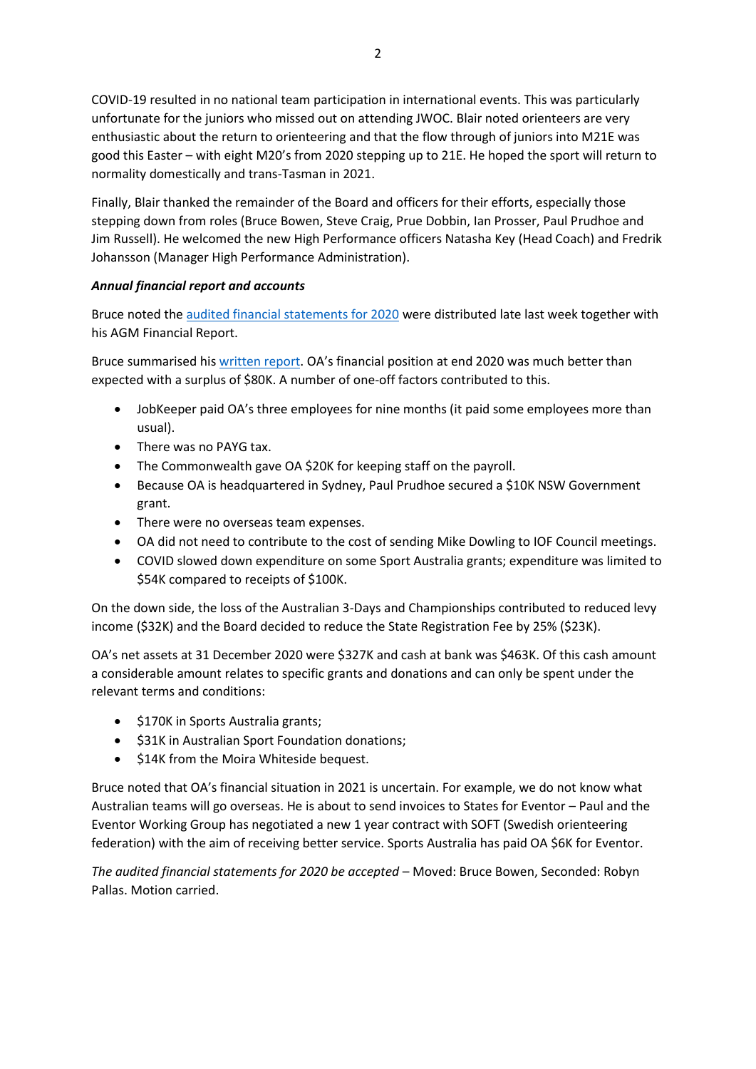COVID-19 resulted in no national team participation in international events. This was particularly unfortunate for the juniors who missed out on attending JWOC. Blair noted orienteers are very enthusiastic about the return to orienteering and that the flow through of juniors into M21E was good this Easter – with eight M20's from 2020 stepping up to 21E. He hoped the sport will return to normality domestically and trans-Tasman in 2021.

Finally, Blair thanked the remainder of the Board and officers for their efforts, especially those stepping down from roles (Bruce Bowen, Steve Craig, Prue Dobbin, Ian Prosser, Paul Prudhoe and Jim Russell). He welcomed the new High Performance officers Natasha Key (Head Coach) and Fredrik Johansson (Manager High Performance Administration).

***Annual financial report and accounts***

Bruce noted the audited financial statements for 2020 were distributed late last week together with his AGM Financial Report.

Bruce summarised his written report. OA's financial position at end 2020 was much better than expected with a surplus of $80K. A number of one-off factors contributed to this.

- JobKeeper paid OA's three employees for nine months (it paid some employees more than usual).
- There was no PAYG tax.
- The Commonwealth gave OA $20K for keeping staff on the payroll.
- Because OA is headquartered in Sydney, Paul Prudhoe secured a $10K NSW Government grant.
- There were no overseas team expenses.
- OA did not need to contribute to the cost of sending Mike Dowling to IOF Council meetings.
- COVID slowed down expenditure on some Sport Australia grants; expenditure was limited to $54K compared to receipts of $100K.

On the down side, the loss of the Australian 3-Days and Championships contributed to reduced levy income ($32K) and the Board decided to reduce the State Registration Fee by 25% ($23K).

OA's net assets at 31 December 2020 were $327K and cash at bank was $463K. Of this cash amount a considerable amount relates to specific grants and donations and can only be spent under the relevant terms and conditions:

- $170K in Sports Australia grants;
- $31K in Australian Sport Foundation donations;
- $14K from the Moira Whiteside bequest.

Bruce noted that OA's financial situation in 2021 is uncertain. For example, we do not know what Australian teams will go overseas. He is about to send invoices to States for Eventor – Paul and the Eventor Working Group has negotiated a new 1 year contract with SOFT (Swedish orienteering federation) with the aim of receiving better service. Sports Australia has paid OA $6K for Eventor.

*The audited financial statements for 2020 be accepted* – Moved: Bruce Bowen, Seconded: Robyn Pallas. Motion carried.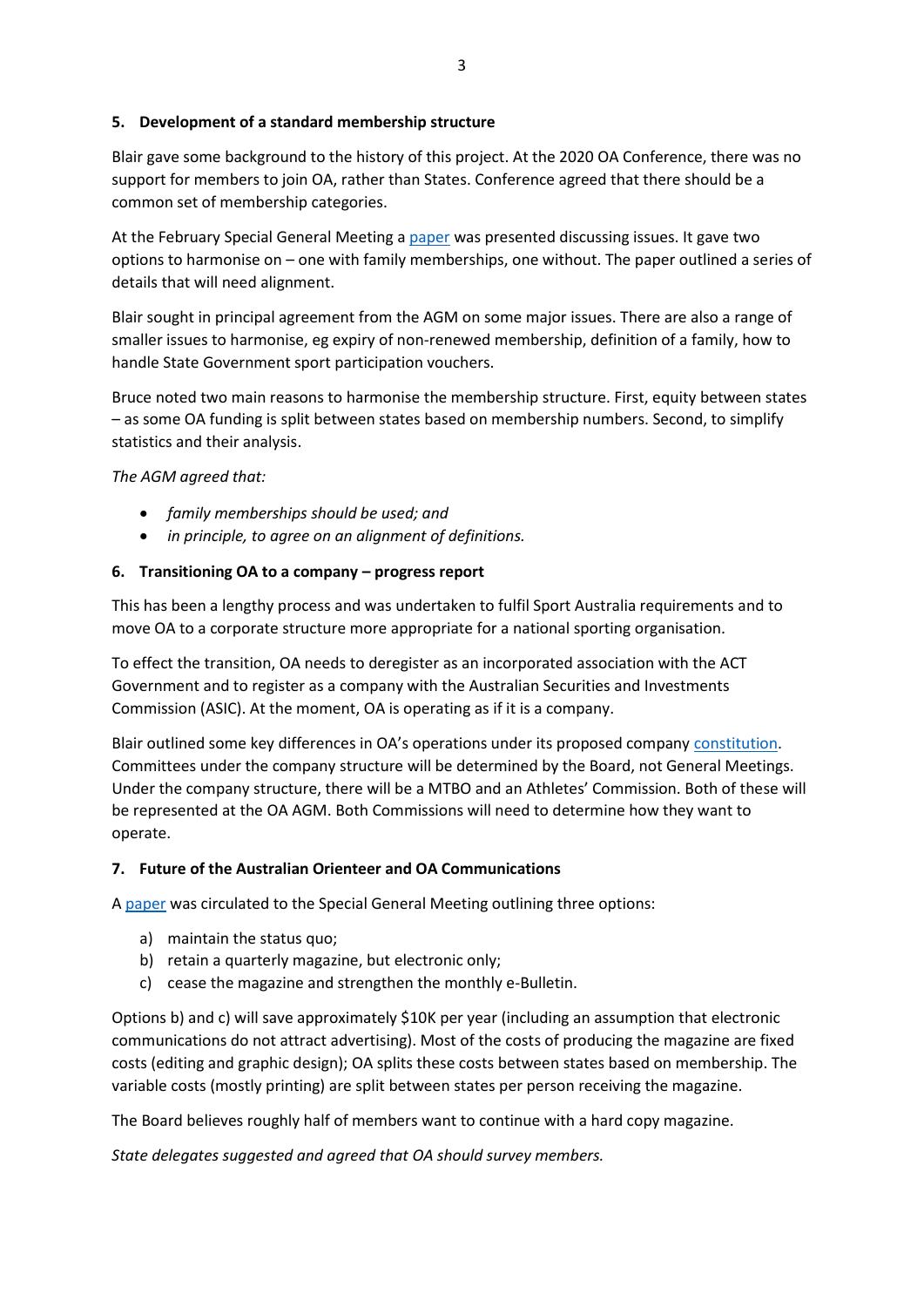**5. Development of a standard membership structure**

Blair gave some background to the history of this project. At the 2020 OA Conference, there was no support for members to join OA, rather than States. Conference agreed that there should be a common set of membership categories.

At the February Special General Meeting a [paper](#) was presented discussing issues. It gave two options to harmonise on – one with family memberships, one without. The paper outlined a series of details that will need alignment.

Blair sought in principal agreement from the AGM on some major issues. There are also a range of smaller issues to harmonise, eg expiry of non-renewed membership, definition of a family, how to handle State Government sport participation vouchers.

Bruce noted two main reasons to harmonise the membership structure. First, equity between states – as some OA funding is split between states based on membership numbers. Second, to simplify statistics and their analysis.

*The AGM agreed that:*

- *family memberships should be used; and*
- *in principle, to agree on an alignment of definitions.*

**6. Transitioning OA to a company – progress report**

This has been a lengthy process and was undertaken to fulfil Sport Australia requirements and to move OA to a corporate structure more appropriate for a national sporting organisation.

To effect the transition, OA needs to deregister as an incorporated association with the ACT Government and to register as a company with the Australian Securities and Investments Commission (ASIC). At the moment, OA is operating as if it is a company.

Blair outlined some key differences in OA's operations under its proposed company [constitution](#). Committees under the company structure will be determined by the Board, not General Meetings. Under the company structure, there will be a MTBO and an Athletes' Commission. Both of these will be represented at the OA AGM. Both Commissions will need to determine how they want to operate.

**7. Future of the Australian Orienteer and OA Communications**

A [paper](#) was circulated to the Special General Meeting outlining three options:

a) maintain the status quo;
b) retain a quarterly magazine, but electronic only;
c) cease the magazine and strengthen the monthly e-Bulletin.

Options b) and c) will save approximately $10K per year (including an assumption that electronic communications do not attract advertising). Most of the costs of producing the magazine are fixed costs (editing and graphic design); OA splits these costs between states based on membership. The variable costs (mostly printing) are split between states per person receiving the magazine.

The Board believes roughly half of members want to continue with a hard copy magazine.

*State delegates suggested and agreed that OA should survey members.*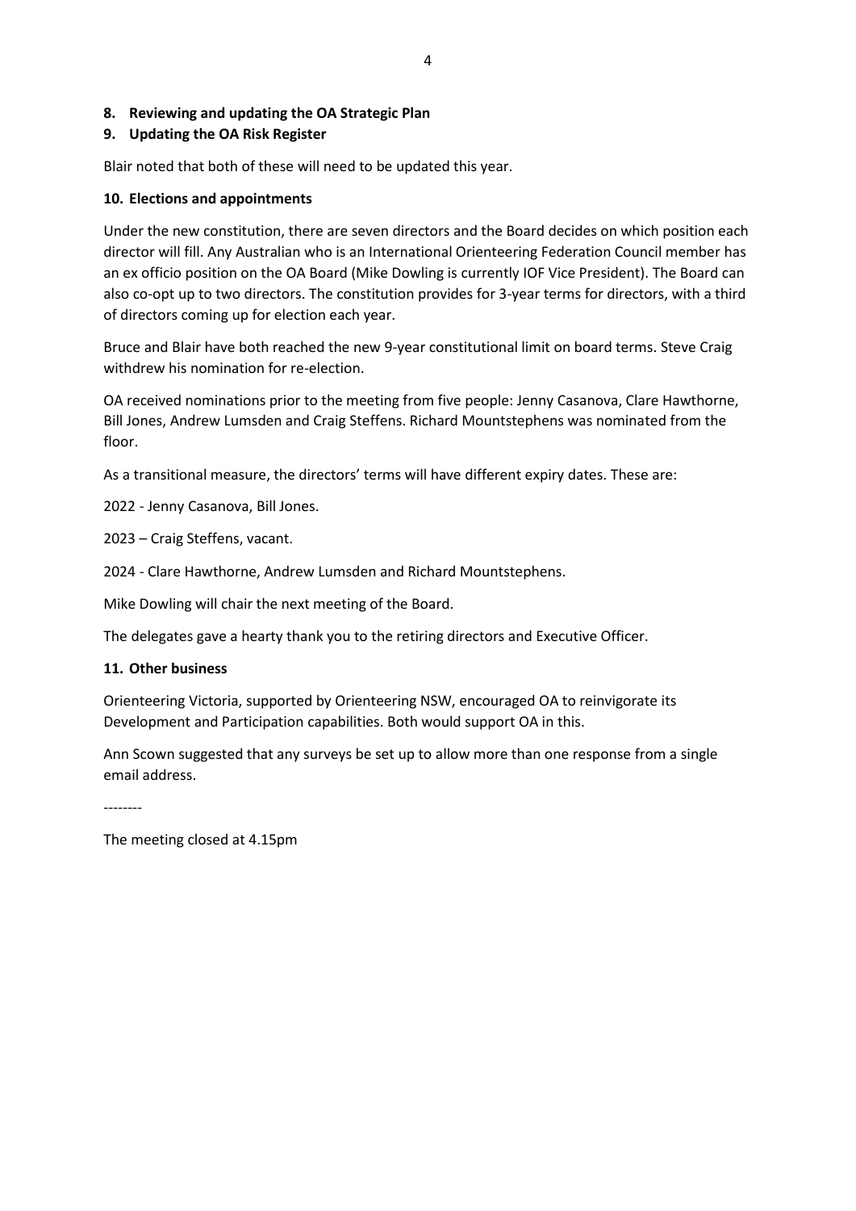**8. Reviewing and updating the OA Strategic Plan**

**9. Updating the OA Risk Register**

Blair noted that both of these will need to be updated this year.

**10. Elections and appointments**

Under the new constitution, there are seven directors and the Board decides on which position each director will fill. Any Australian who is an International Orienteering Federation Council member has an ex officio position on the OA Board (Mike Dowling is currently IOF Vice President). The Board can also co-opt up to two directors. The constitution provides for 3-year terms for directors, with a third of directors coming up for election each year.

Bruce and Blair have both reached the new 9-year constitutional limit on board terms. Steve Craig withdrew his nomination for re-election.

OA received nominations prior to the meeting from five people: Jenny Casanova, Clare Hawthorne, Bill Jones, Andrew Lumsden and Craig Steffens. Richard Mountstephens was nominated from the floor.

As a transitional measure, the directors' terms will have different expiry dates. These are:

2022 - Jenny Casanova, Bill Jones.

2023 – Craig Steffens, vacant.

2024 - Clare Hawthorne, Andrew Lumsden and Richard Mountstephens.

Mike Dowling will chair the next meeting of the Board.

The delegates gave a hearty thank you to the retiring directors and Executive Officer.

**11. Other business**

Orienteering Victoria, supported by Orienteering NSW, encouraged OA to reinvigorate its Development and Participation capabilities. Both would support OA in this.

Ann Scown suggested that any surveys be set up to allow more than one response from a single email address.

--------

The meeting closed at 4.15pm